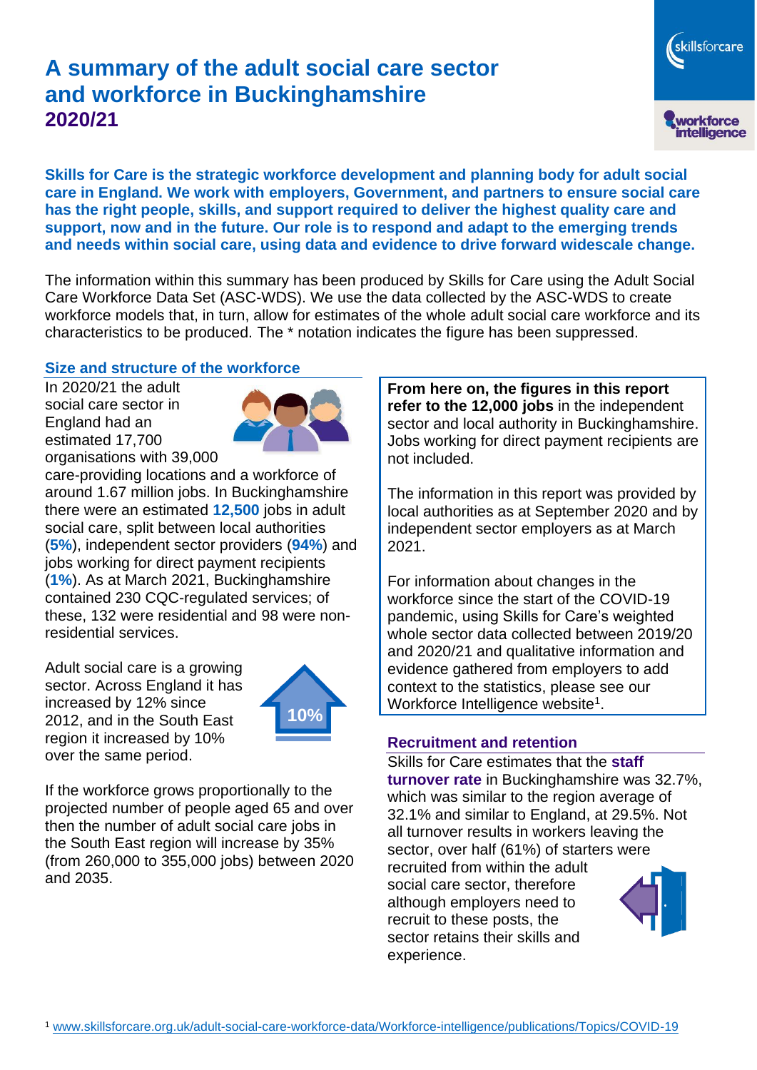# A summary of the adult social care sector and workforce in Buckinghamshire

## 2020/21

**Skills for Care is the strategic workforce development and planning body for adult social care in England. We work with employers, Government, and partners to ensure social care has the right people, skills, and support required to deliver the highest quality care and support, now and in the future. Our role is to respond and adapt to the emerging trends and needs within social care, using data and evidence to drive forward widescale change.**

The information within this summary has been produced by Skills for Care using the Adult Social Care Workforce Data Set (ASC-WDS). We use the data collected by the ASC-WDS to create workforce models that, in turn, allow for estimates of the whole adult social care workforce and its characteristics to be produced. The * notation indicates the figure has been suppressed.

### Size and structure of the workforce

In 2020/21 the adult social care sector in England had an estimated 17,700 organisations with 39,000 care-providing locations and a workforce of around 1.67 million jobs. In Buckinghamshire there were an estimated **12,500** jobs in adult social care, split between local authorities (**5%**), independent sector providers (**94%**) and jobs working for direct payment recipients (**1%**). As at March 2021, Buckinghamshire contained 230 CQC-regulated services; of these, 132 were residential and 98 were non-residential services.

Adult social care is a growing sector. Across England it has increased by 12% since 2012, and in the South East region it increased by 10% over the same period.

10%

If the workforce grows proportionally to the projected number of people aged 65 and over then the number of adult social care jobs in the South East region will increase by 35% (from 260,000 to 355,000 jobs) between 2020 and 2035.

**From here on, the figures in this report refer to the 12,000 jobs** in the independent sector and local authority in Buckinghamshire. Jobs working for direct payment recipients are not included.

The information in this report was provided by local authorities as at September 2020 and by independent sector employers as at March 2021.

For information about changes in the workforce since the start of the COVID-19 pandemic, using Skills for Care's weighted whole sector data collected between 2019/20 and 2020/21 and qualitative information and evidence gathered from employers to add context to the statistics, please see our Workforce Intelligence website[1].

### Recruitment and retention

Skills for Care estimates that the **staff turnover rate** in Buckinghamshire was 32.7%, which was similar to the region average of 32.1% and similar to England, at 29.5%. Not all turnover results in workers leaving the sector, over half (61%) of starters were recruited from within the adult social care sector, therefore although employers need to recruit to these posts, the sector retains their skills and experience.

[1] www.skillsforcare.org.uk/adult-social-care-workforce-data/Workforce-intelligence/publications/Topics/COVID-19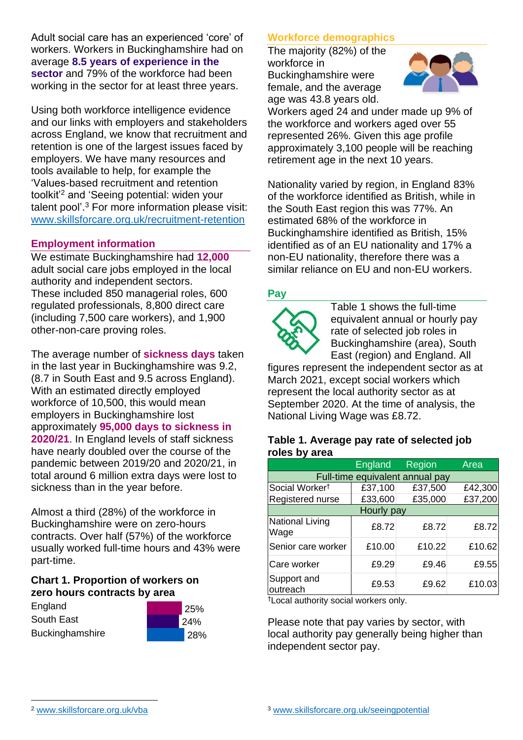Adult social care has an experienced 'core' of workers. Workers in Buckinghamshire had on average **8.5 years of experience in the sector** and 79% of the workforce had been working in the sector for at least three years.

Using both workforce intelligence evidence and our links with employers and stakeholders across England, we know that recruitment and retention is one of the largest issues faced by employers. We have many resources and tools available to help, for example the 'Values-based recruitment and retention toolkit'[2] and 'Seeing potential: widen your talent pool'.[3] For more information please visit: www.skillsforcare.org.uk/recruitment-retention

## Employment information

We estimate Buckinghamshire had **12,000** adult social care jobs employed in the local authority and independent sectors. These included 850 managerial roles, 600 regulated professionals, 8,800 direct care (including 7,500 care workers), and 1,900 other-non-care proving roles.

The average number of **sickness days** taken in the last year in Buckinghamshire was 9.2, (8.7 in South East and 9.5 across England). With an estimated directly employed workforce of 10,500, this would mean employers in Buckinghamshire lost approximately **95,000 days to sickness in 2020/21**. In England levels of staff sickness have nearly doubled over the course of the pandemic between 2019/20 and 2020/21, in total around 6 million extra days were lost to sickness than in the year before.

Almost a third (28%) of the workforce in Buckinghamshire were on zero-hours contracts. Over half (57%) of the workforce usually worked full-time hours and 43% were part-time.

### Chart 1. Proportion of workers on zero hours contracts by area

| Area | Proportion |
|---|---|
| England | 25% |
| South East | 24% |
| Buckinghamshire | 28% |

## Workforce demographics

The majority (82%) of the workforce in Buckinghamshire were female, and the average age was 43.8 years old. Workers aged 24 and under made up 9% of the workforce and workers aged over 55 represented 26%. Given this age profile approximately 3,100 people will be reaching retirement age in the next 10 years.

Nationality varied by region, in England 83% of the workforce identified as British, while in the South East region this was 77%. An estimated 68% of the workforce in Buckinghamshire identified as British, 15% identified as of an EU nationality and 17% a non-EU nationality, therefore there was a similar reliance on EU and non-EU workers.

## Pay

Table 1 shows the full-time equivalent annual or hourly pay rate of selected job roles in Buckinghamshire (area), South East (region) and England. All figures represent the independent sector as at March 2021, except social workers which represent the local authority sector as at September 2020. At the time of analysis, the National Living Wage was £8.72.

### Table 1. Average pay rate of selected job roles by area

| | England | Region | Area |
|---|---|---|---|
| **Full-time equivalent annual pay** | | | |
| Social Worker† | £37,100 | £37,500 | £42,300 |
| Registered nurse | £33,600 | £35,000 | £37,200 |
| **Hourly pay** | | | |
| National Living Wage | £8.72 | £8.72 | £8.72 |
| Senior care worker | £10.00 | £10.22 | £10.62 |
| Care worker | £9.29 | £9.46 | £9.55 |
| Support and outreach | £9.53 | £9.62 | £10.03 |

†Local authority social workers only.

Please note that pay varies by sector, with local authority pay generally being higher than independent sector pay.

[2] www.skillsforcare.org.uk/vba

[3] www.skillsforcare.org.uk/seeingpotential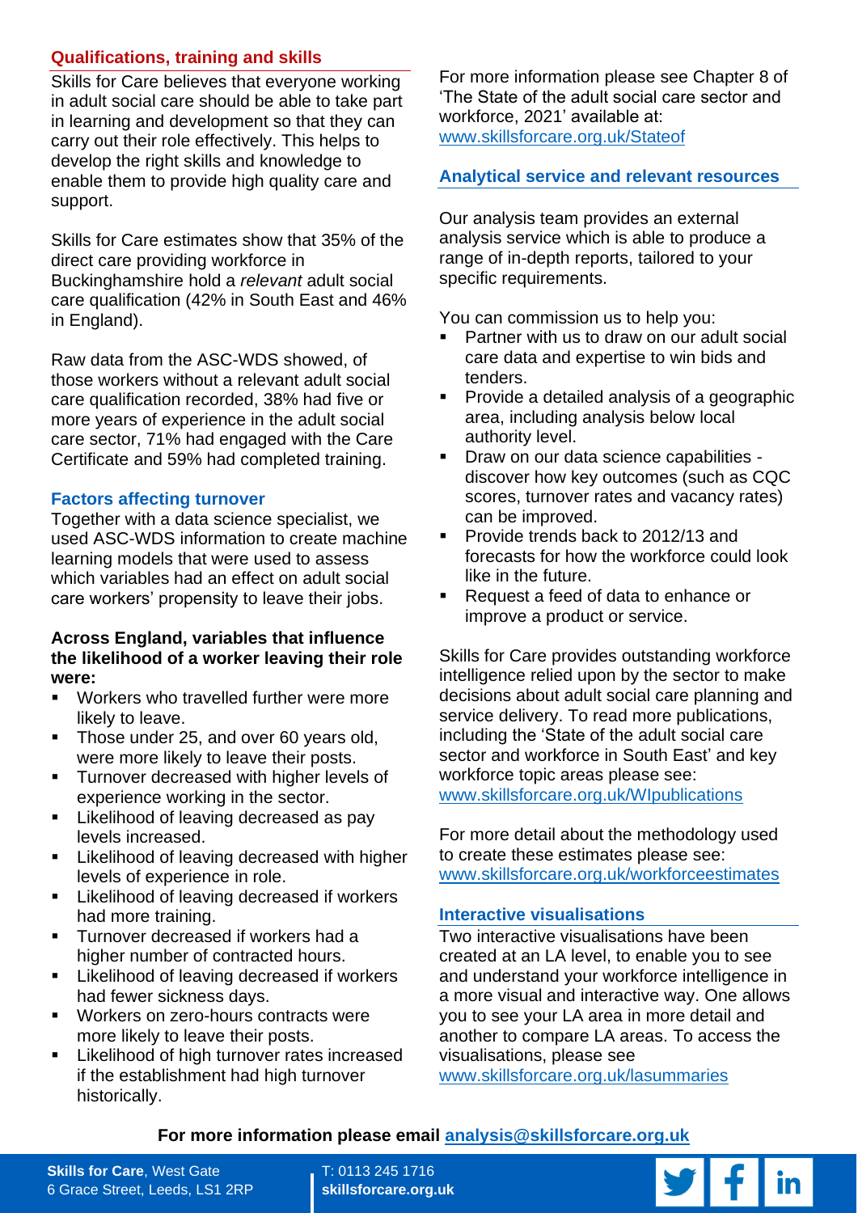### Qualifications, training and skills

Skills for Care believes that everyone working in adult social care should be able to take part in learning and development so that they can carry out their role effectively. This helps to develop the right skills and knowledge to enable them to provide high quality care and support.

Skills for Care estimates show that 35% of the direct care providing workforce in Buckinghamshire hold a *relevant* adult social care qualification (42% in South East and 46% in England).

Raw data from the ASC-WDS showed, of those workers without a relevant adult social care qualification recorded, 38% had five or more years of experience in the adult social care sector, 71% had engaged with the Care Certificate and 59% had completed training.

### Factors affecting turnover

Together with a data science specialist, we used ASC-WDS information to create machine learning models that were used to assess which variables had an effect on adult social care workers' propensity to leave their jobs.

**Across England, variables that influence the likelihood of a worker leaving their role were:**

- Workers who travelled further were more likely to leave.
- Those under 25, and over 60 years old, were more likely to leave their posts.
- Turnover decreased with higher levels of experience working in the sector.
- Likelihood of leaving decreased as pay levels increased.
- Likelihood of leaving decreased with higher levels of experience in role.
- Likelihood of leaving decreased if workers had more training.
- Turnover decreased if workers had a higher number of contracted hours.
- Likelihood of leaving decreased if workers had fewer sickness days.
- Workers on zero-hours contracts were more likely to leave their posts.
- Likelihood of high turnover rates increased if the establishment had high turnover historically.

For more information please see Chapter 8 of 'The State of the adult social care sector and workforce, 2021' available at: www.skillsforcare.org.uk/Stateof

### Analytical service and relevant resources

Our analysis team provides an external analysis service which is able to produce a range of in-depth reports, tailored to your specific requirements.

You can commission us to help you:

- Partner with us to draw on our adult social care data and expertise to win bids and tenders.
- Provide a detailed analysis of a geographic area, including analysis below local authority level.
- Draw on our data science capabilities - discover how key outcomes (such as CQC scores, turnover rates and vacancy rates) can be improved.
- Provide trends back to 2012/13 and forecasts for how the workforce could look like in the future.
- Request a feed of data to enhance or improve a product or service.

Skills for Care provides outstanding workforce intelligence relied upon by the sector to make decisions about adult social care planning and service delivery. To read more publications, including the 'State of the adult social care sector and workforce in South East' and key workforce topic areas please see: www.skillsforcare.org.uk/WIpublications

For more detail about the methodology used to create these estimates please see: www.skillsforcare.org.uk/workforceestimates

### Interactive visualisations

Two interactive visualisations have been created at an LA level, to enable you to see and understand your workforce intelligence in a more visual and interactive way. One allows you to see your LA area in more detail and another to compare LA areas. To access the visualisations, please see www.skillsforcare.org.uk/lasummaries

**For more information please email analysis@skillsforcare.org.uk**

**Skills for Care**, West Gate
6 Grace Street, Leeds, LS1 2RP

T: 0113 245 1716
**skillsforcare.org.uk**